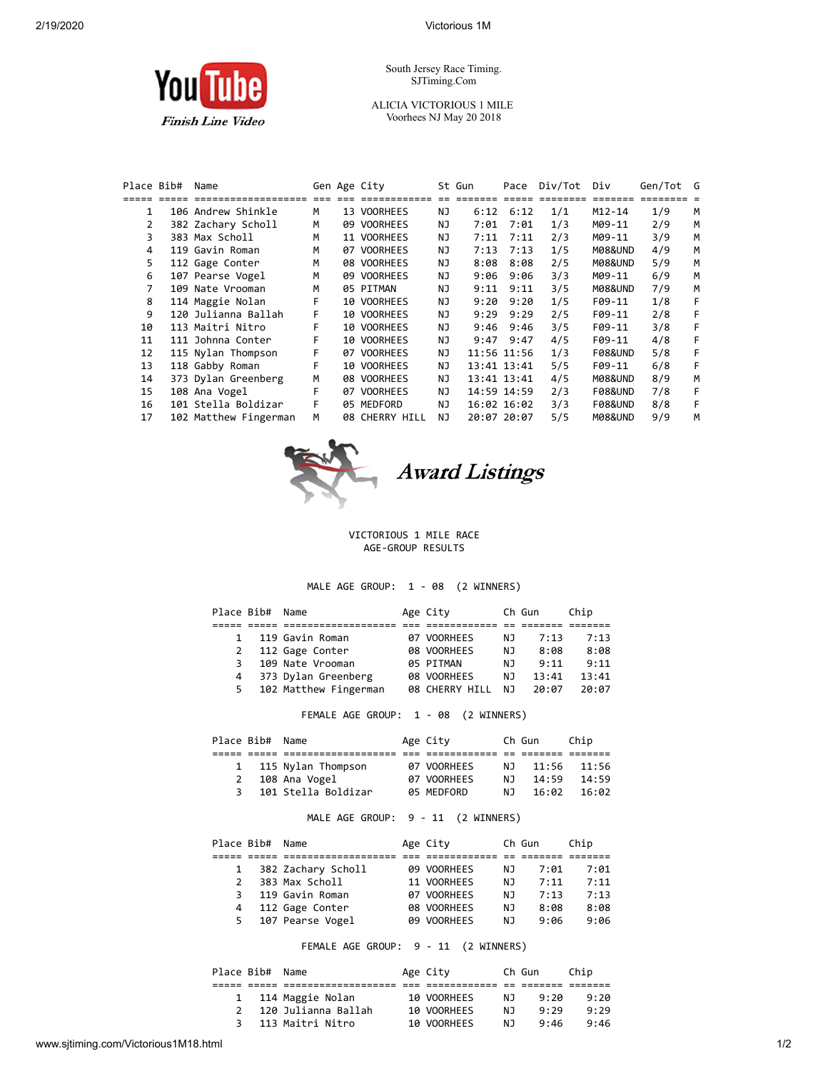YouTube *Finish Line Video*

South Jersey Race Timing.
SJTiming.Com

ALICIA VICTORIOUS 1 MILE
Voorhees NJ May 20 2018

| Place | Bib# | Name | Gen | Age | City | St | Gun | Pace | Div/Tot | Div | Gen/Tot | G |
|---|---|---|---|---|---|---|---|---|---|---|---|---|
| 1 | 106 | Andrew Shinkle | M | 13 | VOORHEES | NJ | 6:12 | 6:12 | 1/1 | M12-14 | 1/9 | M |
| 2 | 382 | Zachary Scholl | M | 09 | VOORHEES | NJ | 7:01 | 7:01 | 1/3 | M09-11 | 2/9 | M |
| 3 | 383 | Max Scholl | M | 11 | VOORHEES | NJ | 7:11 | 7:11 | 2/3 | M09-11 | 3/9 | M |
| 4 | 119 | Gavin Roman | M | 07 | VOORHEES | NJ | 7:13 | 7:13 | 1/5 | M08&UND | 4/9 | M |
| 5 | 112 | Gage Conter | M | 08 | VOORHEES | NJ | 8:08 | 8:08 | 2/5 | M08&UND | 5/9 | M |
| 6 | 107 | Pearse Vogel | M | 09 | VOORHEES | NJ | 9:06 | 9:06 | 3/3 | M09-11 | 6/9 | M |
| 7 | 109 | Nate Vrooman | M | 05 | PITMAN | NJ | 9:11 | 9:11 | 3/5 | M08&UND | 7/9 | M |
| 8 | 114 | Maggie Nolan | F | 10 | VOORHEES | NJ | 9:20 | 9:20 | 1/5 | F09-11 | 1/8 | F |
| 9 | 120 | Julianna Ballah | F | 10 | VOORHEES | NJ | 9:29 | 9:29 | 2/5 | F09-11 | 2/8 | F |
| 10 | 113 | Maitri Nitro | F | 10 | VOORHEES | NJ | 9:46 | 9:46 | 3/5 | F09-11 | 3/8 | F |
| 11 | 111 | Johnna Conter | F | 10 | VOORHEES | NJ | 9:47 | 9:47 | 4/5 | F09-11 | 4/8 | F |
| 12 | 115 | Nylan Thompson | F | 07 | VOORHEES | NJ | 11:56 | 11:56 | 1/3 | F08&UND | 5/8 | F |
| 13 | 118 | Gabby Roman | F | 10 | VOORHEES | NJ | 13:41 | 13:41 | 5/5 | F09-11 | 6/8 | F |
| 14 | 373 | Dylan Greenberg | M | 08 | VOORHEES | NJ | 13:41 | 13:41 | 4/5 | M08&UND | 8/9 | M |
| 15 | 108 | Ana Vogel | F | 07 | VOORHEES | NJ | 14:59 | 14:59 | 2/3 | F08&UND | 7/8 | F |
| 16 | 101 | Stella Boldizar | F | 05 | MEDFORD | NJ | 16:02 | 16:02 | 3/3 | F08&UND | 8/8 | F |
| 17 | 102 | Matthew Fingerman | M | 08 | CHERRY HILL | NJ | 20:07 | 20:07 | 5/5 | M08&UND | 9/9 | M |

## *Award Listings*

VICTORIOUS 1 MILE RACE
AGE-GROUP RESULTS

MALE AGE GROUP: 1 - 08 (2 WINNERS)

| Place | Bib# | Name | Age | City | Ch | Gun | Chip |
|---|---|---|---|---|---|---|---|
| 1 | 119 | Gavin Roman | 07 | VOORHEES | NJ | 7:13 | 7:13 |
| 2 | 112 | Gage Conter | 08 | VOORHEES | NJ | 8:08 | 8:08 |
| 3 | 109 | Nate Vrooman | 05 | PITMAN | NJ | 9:11 | 9:11 |
| 4 | 373 | Dylan Greenberg | 08 | VOORHEES | NJ | 13:41 | 13:41 |
| 5 | 102 | Matthew Fingerman | 08 | CHERRY HILL | NJ | 20:07 | 20:07 |

FEMALE AGE GROUP: 1 - 08 (2 WINNERS)

| Place | Bib# | Name | Age | City | Ch | Gun | Chip |
|---|---|---|---|---|---|---|---|
| 1 | 115 | Nylan Thompson | 07 | VOORHEES | NJ | 11:56 | 11:56 |
| 2 | 108 | Ana Vogel | 07 | VOORHEES | NJ | 14:59 | 14:59 |
| 3 | 101 | Stella Boldizar | 05 | MEDFORD | NJ | 16:02 | 16:02 |

MALE AGE GROUP: 9 - 11 (2 WINNERS)

| Place | Bib# | Name | Age | City | Ch | Gun | Chip |
|---|---|---|---|---|---|---|---|
| 1 | 382 | Zachary Scholl | 09 | VOORHEES | NJ | 7:01 | 7:01 |
| 2 | 383 | Max Scholl | 11 | VOORHEES | NJ | 7:11 | 7:11 |
| 3 | 119 | Gavin Roman | 07 | VOORHEES | NJ | 7:13 | 7:13 |
| 4 | 112 | Gage Conter | 08 | VOORHEES | NJ | 8:08 | 8:08 |
| 5 | 107 | Pearse Vogel | 09 | VOORHEES | NJ | 9:06 | 9:06 |

FEMALE AGE GROUP: 9 - 11 (2 WINNERS)

| Place | Bib# | Name | Age | City | Ch | Gun | Chip |
|---|---|---|---|---|---|---|---|
| 1 | 114 | Maggie Nolan | 10 | VOORHEES | NJ | 9:20 | 9:20 |
| 2 | 120 | Julianna Ballah | 10 | VOORHEES | NJ | 9:29 | 9:29 |
| 3 | 113 | Maitri Nitro | 10 | VOORHEES | NJ | 9:46 | 9:46 |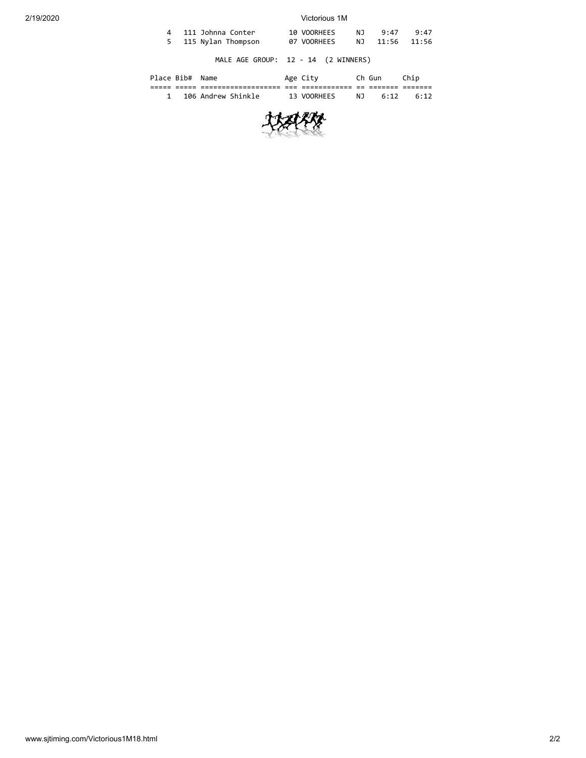| | | | | | | | |
|---|---|---|---|---|---|---|---|
| 4 | 111 | Johnna Conter | 10 | VOORHEES | NJ | 9:47 | 9:47 |
| 5 | 115 | Nylan Thompson | 07 | VOORHEES | NJ | 11:56 | 11:56 |

MALE AGE GROUP: 12 - 14 (2 WINNERS)

| Place | Bib# | Name | Age | City | Ch | Gun | Chip |
|---|---|---|---|---|---|---|---|
| 1 | 106 | Andrew Shinkle | 13 | VOORHEES | NJ | 6:12 | 6:12 |